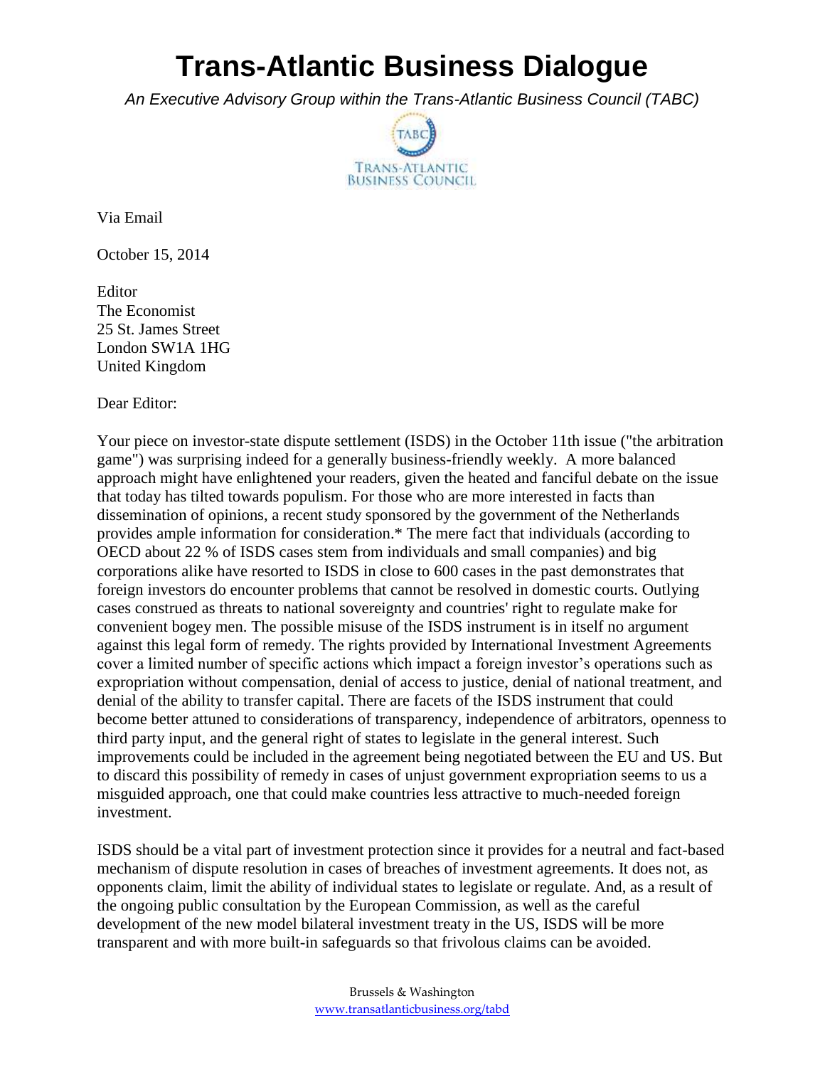# Trans-Atlantic Business Dialogue

*An Executive Advisory Group within the Trans-Atlantic Business Council (TABC)*

TABC
TRANS-ATLANTIC
BUSINESS COUNCIL

Via Email

October 15, 2014

Editor
The Economist
25 St. James Street
London SW1A 1HG
United Kingdom

Dear Editor:

Your piece on investor-state dispute settlement (ISDS) in the October 11th issue ("the arbitration game") was surprising indeed for a generally business-friendly weekly. A more balanced approach might have enlightened your readers, given the heated and fanciful debate on the issue that today has tilted towards populism. For those who are more interested in facts than dissemination of opinions, a recent study sponsored by the government of the Netherlands provides ample information for consideration.* The mere fact that individuals (according to OECD about 22 % of ISDS cases stem from individuals and small companies) and big corporations alike have resorted to ISDS in close to 600 cases in the past demonstrates that foreign investors do encounter problems that cannot be resolved in domestic courts. Outlying cases construed as threats to national sovereignty and countries' right to regulate make for convenient bogey men. The possible misuse of the ISDS instrument is in itself no argument against this legal form of remedy. The rights provided by International Investment Agreements cover a limited number of specific actions which impact a foreign investor's operations such as expropriation without compensation, denial of access to justice, denial of national treatment, and denial of the ability to transfer capital. There are facets of the ISDS instrument that could become better attuned to considerations of transparency, independence of arbitrators, openness to third party input, and the general right of states to legislate in the general interest. Such improvements could be included in the agreement being negotiated between the EU and US. But to discard this possibility of remedy in cases of unjust government expropriation seems to us a misguided approach, one that could make countries less attractive to much-needed foreign investment.

ISDS should be a vital part of investment protection since it provides for a neutral and fact-based mechanism of dispute resolution in cases of breaches of investment agreements. It does not, as opponents claim, limit the ability of individual states to legislate or regulate. And, as a result of the ongoing public consultation by the European Commission, as well as the careful development of the new model bilateral investment treaty in the US, ISDS will be more transparent and with more built-in safeguards so that frivolous claims can be avoided.

Brussels & Washington
www.transatlanticbusiness.org/tabd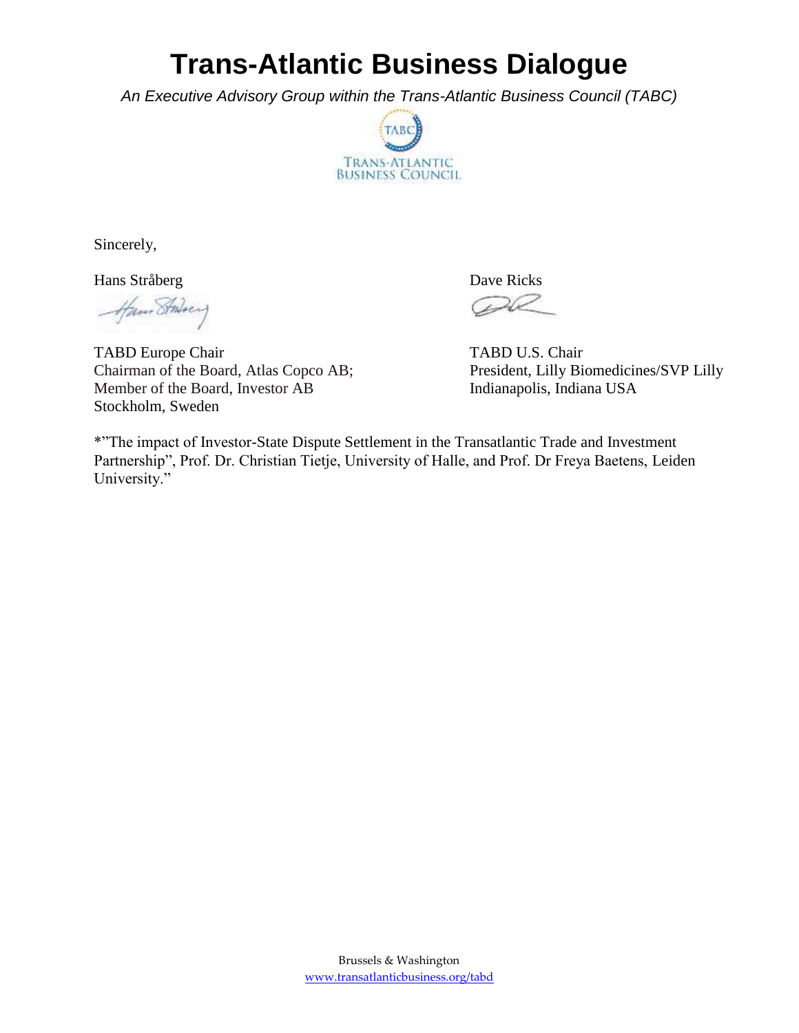# Trans-Atlantic Business Dialogue

*An Executive Advisory Group within the Trans-Atlantic Business Council (TABC)*

TABC
TRANS-ATLANTIC BUSINESS COUNCIL

Sincerely,

Hans Stråberg

TABD Europe Chair
Chairman of the Board, Atlas Copco AB;
Member of the Board, Investor AB
Stockholm, Sweden

Dave Ricks

TABD U.S. Chair
President, Lilly Biomedicines/SVP Lilly
Indianapolis, Indiana USA

*"The impact of Investor-State Dispute Settlement in the Transatlantic Trade and Investment Partnership", Prof. Dr. Christian Tietje, University of Halle, and Prof. Dr Freya Baetens, Leiden University."

Brussels & Washington
www.transatlanticbusiness.org/tabd